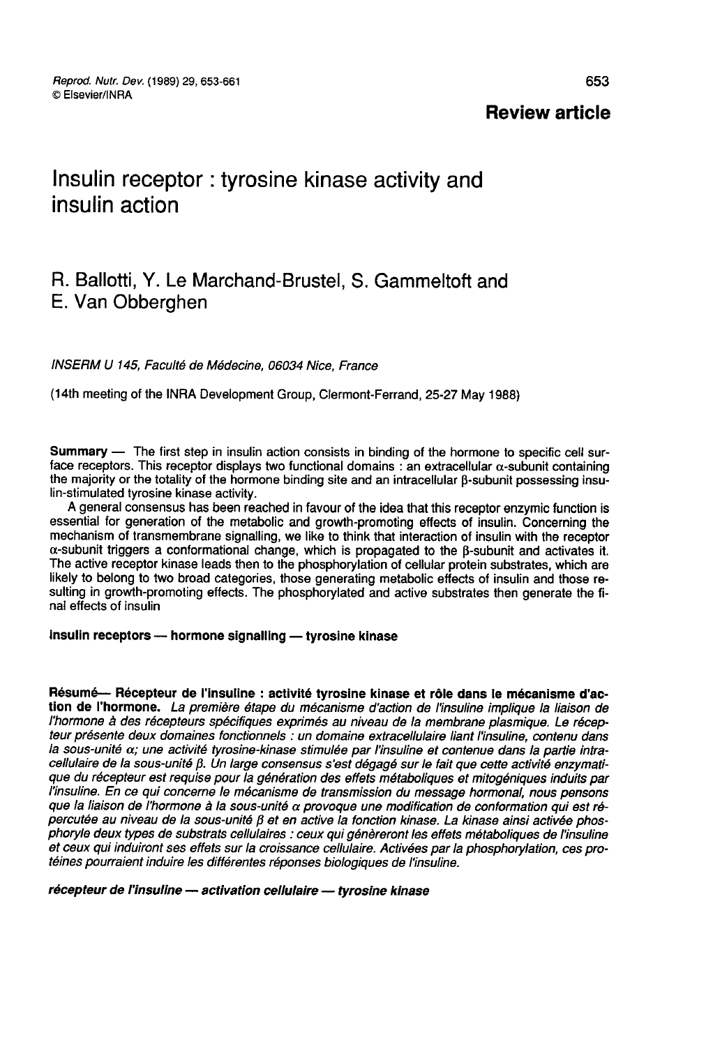**Review article**

# Insulin receptor : tyrosine kinase activity and insulin action

R. Ballotti, Y. Le Marchand-Brustel, S. Gammeltoft and E. Van Obberghen

*INSERM U 145, Faculté de Médecine, 06034 Nice, France*

(14th meeting of the INRA Development Group, Clermont-Ferrand, 25-27 May 1988)

**Summary** — The first step in insulin action consists in binding of the hormone to specific cell surface receptors. This receptor displays two functional domains : an extracellular α-subunit containing the majority or the totality of the hormone binding site and an intracellular β-subunit possessing insulin-stimulated tyrosine kinase activity.

A general consensus has been reached in favour of the idea that this receptor enzymic function is essential for generation of the metabolic and growth-promoting effects of insulin. Concerning the mechanism of transmembrane signalling, we like to think that interaction of insulin with the receptor α-subunit triggers a conformational change, which is propagated to the β-subunit and activates it. The active receptor kinase leads then to the phosphorylation of cellular protein substrates, which are likely to belong to two broad categories, those generating metabolic effects of insulin and those resulting in growth-promoting effects. The phosphorylated and active substrates then generate the final effects of insulin

**insulin receptors — hormone signalling — tyrosine kinase**

**Résumé— Récepteur de l'insuline : activité tyrosine kinase et rôle dans le mécanisme d'action de l'hormone.** *La première étape du mécanisme d'action de l'insuline implique la liaison de l'hormone à des récepteurs spécifiques exprimés au niveau de la membrane plasmique. Le récepteur présente deux domaines fonctionnels : un domaine extracellulaire liant l'insuline, contenu dans la sous-unité α; une activité tyrosine-kinase stimulée par l'insuline et contenue dans la partie intracellulaire de la sous-unité β. Un large consensus s'est dégagé sur le fait que cette activité enzymatique du récepteur est requise pour la génération des effets métaboliques et mitogéniques induits par l'insuline. En ce qui concerne le mécanisme de transmission du message hormonal, nous pensons que la liaison de l'hormone à la sous-unité α provoque une modification de conformation qui est répercutée au niveau de la sous-unité β et en active la fonction kinase. La kinase ainsi activée phosphoryle deux types de substrats cellulaires : ceux qui génèreront les effets métaboliques de l'insuline et ceux qui induiront ses effets sur la croissance cellulaire. Activées par la phosphorylation, ces protéines pourraient induire les différentes réponses biologiques de l'insuline.*

***récepteur de l'insuline — activation cellulaire — tyrosine kinase***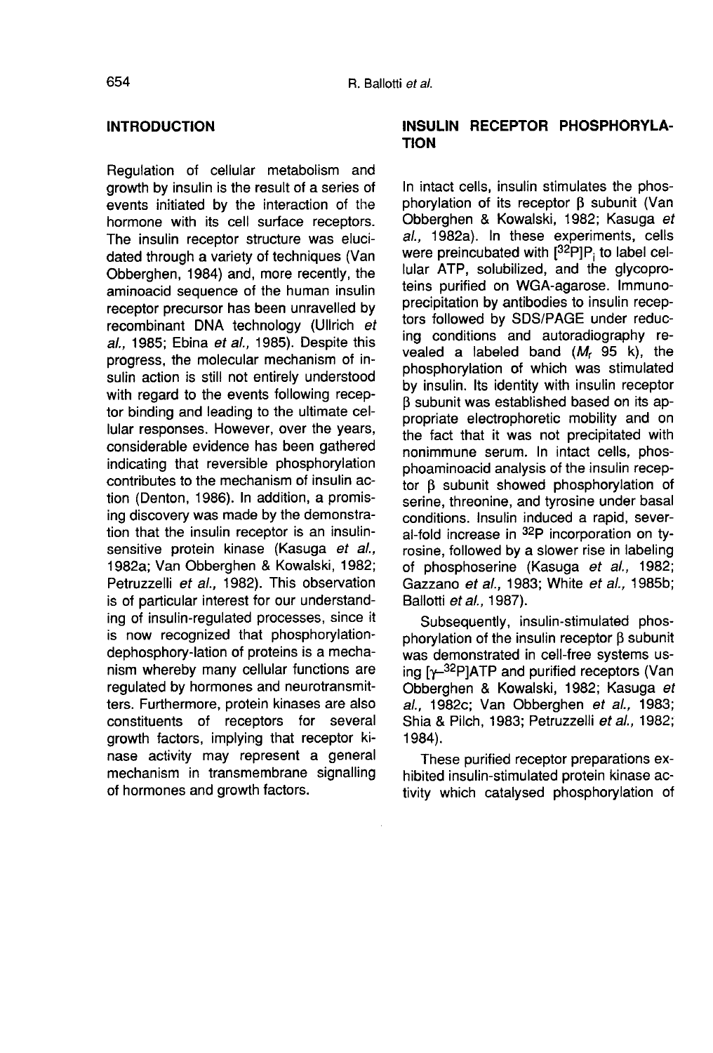## INTRODUCTION

Regulation of cellular metabolism and growth by insulin is the result of a series of events initiated by the interaction of the hormone with its cell surface receptors. The insulin receptor structure was elucidated through a variety of techniques (Van Obberghen, 1984) and, more recently, the aminoacid sequence of the human insulin receptor precursor has been unravelled by recombinant DNA technology (Ullrich *et al.*, 1985; Ebina *et al.*, 1985). Despite this progress, the molecular mechanism of insulin action is still not entirely understood with regard to the events following receptor binding and leading to the ultimate cellular responses. However, over the years, considerable evidence has been gathered indicating that reversible phosphorylation contributes to the mechanism of insulin action (Denton, 1986). In addition, a promising discovery was made by the demonstration that the insulin receptor is an insulin-sensitive protein kinase (Kasuga *et al.*, 1982a; Van Obberghen & Kowalski, 1982; Petruzzelli *et al.*, 1982). This observation is of particular interest for our understanding of insulin-regulated processes, since it is now recognized that phosphorylation-dephosphory-lation of proteins is a mechanism whereby many cellular functions are regulated by hormones and neurotransmitters. Furthermore, protein kinases are also constituents of receptors for several growth factors, implying that receptor kinase activity may represent a general mechanism in transmembrane signalling of hormones and growth factors.

## INSULIN RECEPTOR PHOSPHORYLATION

In intact cells, insulin stimulates the phosphorylation of its receptor β subunit (Van Obberghen & Kowalski, 1982; Kasuga *et al.*, 1982a). In these experiments, cells were preincubated with $[^{32}P]P_i$ to label cellular ATP, solubilized, and the glycoproteins purified on WGA-agarose. Immunoprecipitation by antibodies to insulin receptors followed by SDS/PAGE under reducing conditions and autoradiography revealed a labeled band ($M_r$ 95 k), the phosphorylation of which was stimulated by insulin. Its identity with insulin receptor β subunit was established based on its appropriate electrophoretic mobility and on the fact that it was not precipitated with nonimmune serum. In intact cells, phosphoaminoacid analysis of the insulin receptor β subunit showed phosphorylation of serine, threonine, and tyrosine under basal conditions. Insulin induced a rapid, several-fold increase in $^{32}P$ incorporation on tyrosine, followed by a slower rise in labeling of phosphoserine (Kasuga *et al.*, 1982; Gazzano *et al.*, 1983; White *et al.*, 1985b; Ballotti *et al.*, 1987).

Subsequently, insulin-stimulated phosphorylation of the insulin receptor β subunit was demonstrated in cell-free systems using $[\gamma\text{-}^{32}P]$ATP and purified receptors (Van Obberghen & Kowalski, 1982; Kasuga *et al.*, 1982c; Van Obberghen *et al.*, 1983; Shia & Pilch, 1983; Petruzzelli *et al.*, 1982; 1984).

These purified receptor preparations exhibited insulin-stimulated protein kinase activity which catalysed phosphorylation of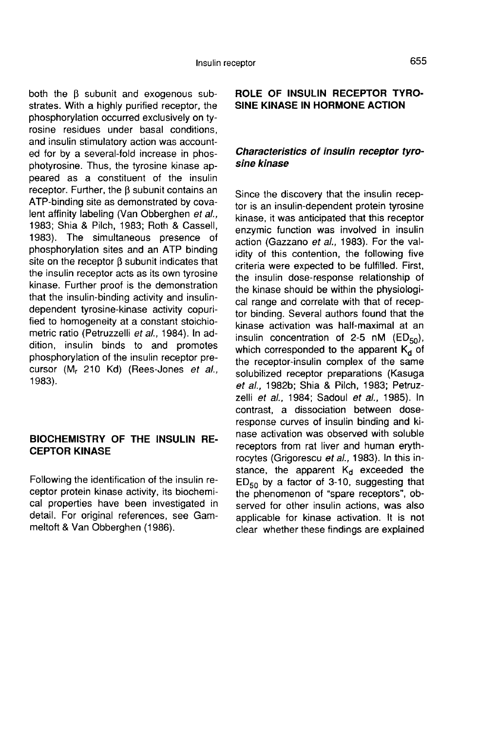both the β subunit and exogenous substrates. With a highly purified receptor, the phosphorylation occurred exclusively on tyrosine residues under basal conditions, and insulin stimulatory action was accounted for by a several-fold increase in phosphotyrosine. Thus, the tyrosine kinase appeared as a constituent of the insulin receptor. Further, the β subunit contains an ATP-binding site as demonstrated by covalent affinity labeling (Van Obberghen *et al.*, 1983; Shia & Pilch, 1983; Roth & Cassell, 1983). The simultaneous presence of phosphorylation sites and an ATP binding site on the receptor β subunit indicates that the insulin receptor acts as its own tyrosine kinase. Further proof is the demonstration that the insulin-binding activity and insulin-dependent tyrosine-kinase activity copurified to homogeneity at a constant stoichiometric ratio (Petruzzelli *et al.*, 1984). In addition, insulin binds to and promotes phosphorylation of the insulin receptor precursor ($M_r$ 210 Kd) (Rees-Jones *et al.*, 1983).

## BIOCHEMISTRY OF THE INSULIN RECEPTOR KINASE

Following the identification of the insulin receptor protein kinase activity, its biochemical properties have been investigated in detail. For original references, see Gammeltoft & Van Obberghen (1986).

## ROLE OF INSULIN RECEPTOR TYROSINE KINASE IN HORMONE ACTION

### *Characteristics of insulin receptor tyrosine kinase*

Since the discovery that the insulin receptor is an insulin-dependent protein tyrosine kinase, it was anticipated that this receptor enzymic function was involved in insulin action (Gazzano *et al.*, 1983). For the validity of this contention, the following five criteria were expected to be fulfilled. First, the insulin dose-response relationship of the kinase should be within the physiological range and correlate with that of receptor binding. Several authors found that the kinase activation was half-maximal at an insulin concentration of 2-5 nM ($ED_{50}$), which corresponded to the apparent $K_d$ of the receptor-insulin complex of the same solubilized receptor preparations (Kasuga *et al.*, 1982b; Shia & Pilch, 1983; Petruzzelli *et al.*, 1984; Sadoul *et al.*, 1985). In contrast, a dissociation between dose-response curves of insulin binding and kinase activation was observed with soluble receptors from rat liver and human erythrocytes (Grigorescu *et al.*, 1983). In this instance, the apparent $K_d$ exceeded the $ED_{50}$ by a factor of 3-10, suggesting that the phenomenon of "spare receptors", observed for other insulin actions, was also applicable for kinase activation. It is not clear whether these findings are explained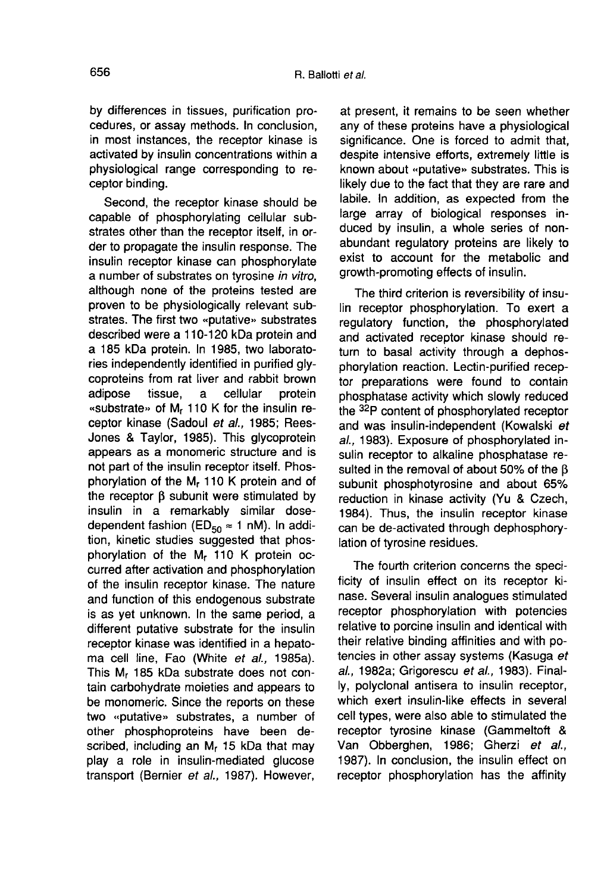by differences in tissues, purification procedures, or assay methods. In conclusion, in most instances, the receptor kinase is activated by insulin concentrations within a physiological range corresponding to receptor binding.

Second, the receptor kinase should be capable of phosphorylating cellular substrates other than the receptor itself, in order to propagate the insulin response. The insulin receptor kinase can phosphorylate a number of substrates on tyrosine *in vitro*, although none of the proteins tested are proven to be physiologically relevant substrates. The first two «putative» substrates described were a 110-120 kDa protein and a 185 kDa protein. In 1985, two laboratories independently identified in purified glycoproteins from rat liver and rabbit brown adipose tissue, a cellular protein «substrate» of $M_r$ 110 K for the insulin receptor kinase (Sadoul *et al.*, 1985; Rees-Jones & Taylor, 1985). This glycoprotein appears as a monomeric structure and is not part of the insulin receptor itself. Phosphorylation of the $M_r$ 110 K protein and of the receptor β subunit were stimulated by insulin in a remarkably similar dose-dependent fashion ($ED_{50} \approx 1$ nM). In addition, kinetic studies suggested that phosphorylation of the $M_r$ 110 K protein occurred after activation and phosphorylation of the insulin receptor kinase. The nature and function of this endogenous substrate is as yet unknown. In the same period, a different putative substrate for the insulin receptor kinase was identified in a hepatoma cell line, Fao (White *et al.*, 1985a). This $M_r$ 185 kDa substrate does not contain carbohydrate moieties and appears to be monomeric. Since the reports on these two «putative» substrates, a number of other phosphoproteins have been described, including an $M_r$ 15 kDa that may play a role in insulin-mediated glucose transport (Bernier *et al.*, 1987). However, at present, it remains to be seen whether any of these proteins have a physiological significance. One is forced to admit that, despite intensive efforts, extremely little is known about «putative» substrates. This is likely due to the fact that they are rare and labile. In addition, as expected from the large array of biological responses induced by insulin, a whole series of non-abundant regulatory proteins are likely to exist to account for the metabolic and growth-promoting effects of insulin.

The third criterion is reversibility of insulin receptor phosphorylation. To exert a regulatory function, the phosphorylated and activated receptor kinase should return to basal activity through a dephosphorylation reaction. Lectin-purified receptor preparations were found to contain phosphatase activity which slowly reduced the $^{32}P$ content of phosphorylated receptor and was insulin-independent (Kowalski *et al.*, 1983). Exposure of phosphorylated insulin receptor to alkaline phosphatase resulted in the removal of about 50% of the β subunit phosphotyrosine and about 65% reduction in kinase activity (Yu & Czech, 1984). Thus, the insulin receptor kinase can be de-activated through dephosphorylation of tyrosine residues.

The fourth criterion concerns the specificity of insulin effect on its receptor kinase. Several insulin analogues stimulated receptor phosphorylation with potencies relative to porcine insulin and identical with their relative binding affinities and with potencies in other assay systems (Kasuga *et al.*, 1982a; Grigorescu *et al.*, 1983). Finally, polyclonal antisera to insulin receptor, which exert insulin-like effects in several cell types, were also able to stimulated the receptor tyrosine kinase (Gammeltoft & Van Obberghen, 1986; Gherzi *et al.*, 1987). In conclusion, the insulin effect on receptor phosphorylation has the affinity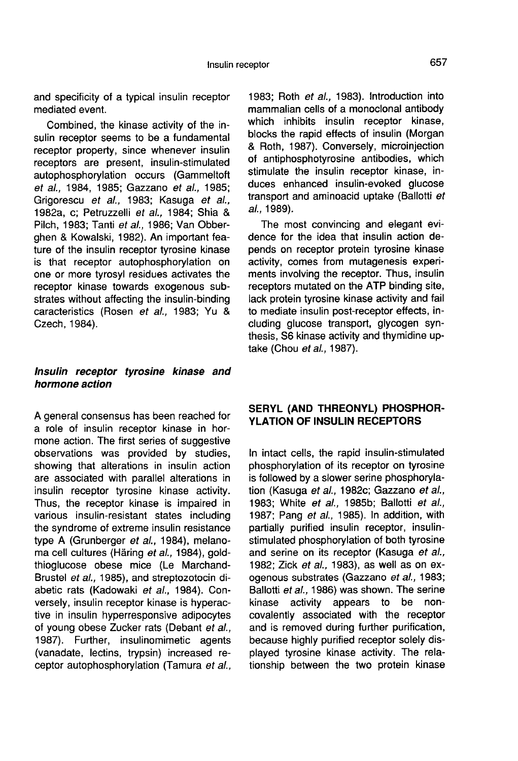and specificity of a typical insulin receptor mediated event.

Combined, the kinase activity of the insulin receptor seems to be a fundamental receptor property, since whenever insulin receptors are present, insulin-stimulated autophosphorylation occurs (Gammeltoft *et al.*, 1984, 1985; Gazzano *et al.*, 1985; Grigorescu *et al.*, 1983; Kasuga *et al.*, 1982a, c; Petruzzelli *et al.*, 1984; Shia & Pilch, 1983; Tanti *et al.*, 1986; Van Obberghen & Kowalski, 1982). An important feature of the insulin receptor tyrosine kinase is that receptor autophosphorylation on one or more tyrosyl residues activates the receptor kinase towards exogenous substrates without affecting the insulin-binding caracteristics (Rosen *et al.*, 1983; Yu & Czech, 1984).

### *Insulin receptor tyrosine kinase and hormone action*

A general consensus has been reached for a role of insulin receptor kinase in hormone action. The first series of suggestive observations was provided by studies, showing that alterations in insulin action are associated with parallel alterations in insulin receptor tyrosine kinase activity. Thus, the receptor kinase is impaired in various insulin-resistant states including the syndrome of extreme insulin resistance type A (Grunberger *et al.*, 1984), melanoma cell cultures (Häring *et al.*, 1984), goldthioglucose obese mice (Le Marchand-Brustel *et al.*, 1985), and streptozotocin diabetic rats (Kadowaki *et al.*, 1984). Conversely, insulin receptor kinase is hyperactive in insulin hyperresponsive adipocytes of young obese Zucker rats (Debant *et al.*, 1987). Further, insulinomimetic agents (vanadate, lectins, trypsin) increased receptor autophosphorylation (Tamura *et al.*, 1983; Roth *et al.*, 1983). Introduction into mammalian cells of a monoclonal antibody which inhibits insulin receptor kinase, blocks the rapid effects of insulin (Morgan & Roth, 1987). Conversely, microinjection of antiphosphotyrosine antibodies, which stimulate the insulin receptor kinase, induces enhanced insulin-evoked glucose transport and aminoacid uptake (Ballotti *et al.*, 1989).

The most convincing and elegant evidence for the idea that insulin action depends on receptor protein tyrosine kinase activity, comes from mutagenesis experiments involving the receptor. Thus, insulin receptors mutated on the ATP binding site, lack protein tyrosine kinase activity and fail to mediate insulin post-receptor effects, including glucose transport, glycogen synthesis, S6 kinase activity and thymidine uptake (Chou *et al.*, 1987).

## SERYL (AND THREONYL) PHOSPHORYLATION OF INSULIN RECEPTORS

In intact cells, the rapid insulin-stimulated phosphorylation of its receptor on tyrosine is followed by a slower serine phosphorylation (Kasuga *et al.*, 1982c; Gazzano *et al.*, 1983; White *et al.*, 1985b; Ballotti *et al.*, 1987; Pang *et al.*, 1985). In addition, with partially purified insulin receptor, insulin-stimulated phosphorylation of both tyrosine and serine on its receptor (Kasuga *et al.*, 1982; Zick *et al.*, 1983), as well as on exogenous substrates (Gazzano *et al.*, 1983; Ballotti *et al.*, 1986) was shown. The serine kinase activity appears to be non-covalently associated with the receptor and is removed during further purification, because highly purified receptor solely displayed tyrosine kinase activity. The relationship between the two protein kinase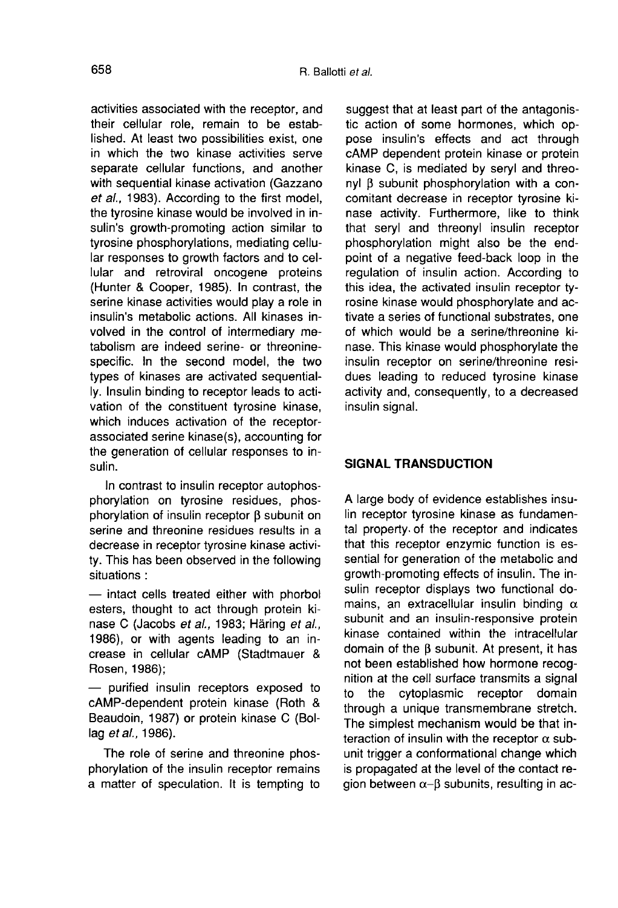activities associated with the receptor, and their cellular role, remain to be established. At least two possibilities exist, one in which the two kinase activities serve separate cellular functions, and another with sequential kinase activation (Gazzano *et al.*, 1983). According to the first model, the tyrosine kinase would be involved in insulin's growth-promoting action similar to tyrosine phosphorylations, mediating cellular responses to growth factors and to cellular and retroviral oncogene proteins (Hunter & Cooper, 1985). In contrast, the serine kinase activities would play a role in insulin's metabolic actions. All kinases involved in the control of intermediary metabolism are indeed serine- or threonine-specific. In the second model, the two types of kinases are activated sequentially. Insulin binding to receptor leads to activation of the constituent tyrosine kinase, which induces activation of the receptor-associated serine kinase(s), accounting for the generation of cellular responses to insulin.

In contrast to insulin receptor autophosphorylation on tyrosine residues, phosphorylation of insulin receptor β subunit on serine and threonine residues results in a decrease in receptor tyrosine kinase activity. This has been observed in the following situations :

— intact cells treated either with phorbol esters, thought to act through protein kinase C (Jacobs *et al.*, 1983; Häring *et al.*, 1986), or with agents leading to an increase in cellular cAMP (Stadtmauer & Rosen, 1986);

— purified insulin receptors exposed to cAMP-dependent protein kinase (Roth & Beaudoin, 1987) or protein kinase C (Bollag *et al.*, 1986).

The role of serine and threonine phosphorylation of the insulin receptor remains a matter of speculation. It is tempting to suggest that at least part of the antagonistic action of some hormones, which oppose insulin's effects and act through cAMP dependent protein kinase or protein kinase C, is mediated by seryl and threonyl β subunit phosphorylation with a concomitant decrease in receptor tyrosine kinase activity. Furthermore, like to think that seryl and threonyl insulin receptor phosphorylation might also be the endpoint of a negative feed-back loop in the regulation of insulin action. According to this idea, the activated insulin receptor tyrosine kinase would phosphorylate and activate a series of functional substrates, one of which would be a serine/threonine kinase. This kinase would phosphorylate the insulin receptor on serine/threonine residues leading to reduced tyrosine kinase activity and, consequently, to a decreased insulin signal.

## SIGNAL TRANSDUCTION

A large body of evidence establishes insulin receptor tyrosine kinase as fundamental property of the receptor and indicates that this receptor enzymic function is essential for generation of the metabolic and growth-promoting effects of insulin. The insulin receptor displays two functional domains, an extracellular insulin binding α subunit and an insulin-responsive protein kinase contained within the intracellular domain of the β subunit. At present, it has not been established how hormone recognition at the cell surface transmits a signal to the cytoplasmic receptor domain through a unique transmembrane stretch. The simplest mechanism would be that interaction of insulin with the receptor α subunit trigger a conformational change which is propagated at the level of the contact region between α–β subunits, resulting in ac-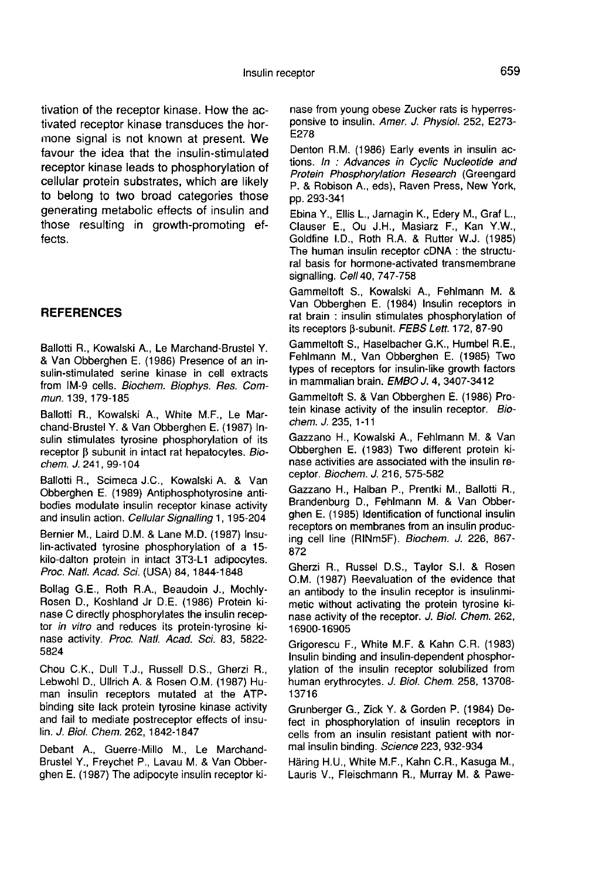tivation of the receptor kinase. How the activated receptor kinase transduces the hormone signal is not known at present. We favour the idea that the insulin-stimulated receptor kinase leads to phosphorylation of cellular protein substrates, which are likely to belong to two broad categories those generating metabolic effects of insulin and those resulting in growth-promoting effects.

## REFERENCES

Ballotti R., Kowalski A., Le Marchand-Brustel Y. & Van Obberghen E. (1986) Presence of an insulin-stimulated serine kinase in cell extracts from IM-9 cells. *Biochem. Biophys. Res. Commun.* 139, 179-185

Ballotti R., Kowalski A., White M.F., Le Marchand-Brustel Y. & Van Obberghen E. (1987) Insulin stimulates tyrosine phosphorylation of its receptor β subunit in intact rat hepatocytes. *Biochem. J.* 241, 99-104

Ballotti R., Scimeca J.C., Kowalski A. & Van Obberghen E. (1989) Antiphosphotyrosine antibodies modulate insulin receptor kinase activity and insulin action. *Cellular Signalling* 1, 195-204

Bernier M., Laird D.M. & Lane M.D. (1987) Insulin-activated tyrosine phosphorylation of a 15-kilo-dalton protein in intact 3T3-L1 adipocytes. *Proc. Natl. Acad. Sci.* (USA) 84, 1844-1848

Bollag G.E., Roth R.A., Beaudoin J., Mochly-Rosen D., Koshland Jr D.E. (1986) Protein kinase C directly phosphorylates the insulin receptor *in vitro* and reduces its protein-tyrosine kinase activity. *Proc. Natl. Acad. Sci.* 83, 5822-5824

Chou C.K., Dull T.J., Russell D.S., Gherzi R., Lebwohl D., Ullrich A. & Rosen O.M. (1987) Human insulin receptors mutated at the ATP-binding site lack protein tyrosine kinase activity and fail to mediate postreceptor effects of insulin. *J. Biol. Chem.* 262, 1842-1847

Debant A., Guerre-Millo M., Le Marchand-Brustel Y., Freychet P., Lavau M. & Van Obberghen E. (1987) The adipocyte insulin receptor kinase from young obese Zucker rats is hyperresponsive to insulin. *Amer. J. Physiol.* 252, E273-E278

Denton R.M. (1986) Early events in insulin actions. *In : Advances in Cyclic Nucleotide and Protein Phosphorylation Research* (Greengard P. & Robison A., eds), Raven Press, New York, pp. 293-341

Ebina Y., Ellis L., Jarnagin K., Edery M., Graf L., Clauser E., Ou J.H., Masiarz F., Kan Y.W., Goldfine I.D., Roth R.A. & Rutter W.J. (1985) The human insulin receptor cDNA : the structural basis for hormone-activated transmembrane signalling. *Cell* 40, 747-758

Gammeltoft S., Kowalski A., Fehlmann M. & Van Obberghen E. (1984) Insulin receptors in rat brain : insulin stimulates phosphorylation of its receptors β-subunit. *FEBS Lett.* 172, 87-90

Gammeltoft S., Haselbacher G.K., Humbel R.E., Fehlmann M., Van Obberghen E. (1985) Two types of receptors for insulin-like growth factors in mammalian brain. *EMBO J.* 4, 3407-3412

Gammeltoft S. & Van Obberghen E. (1986) Protein kinase activity of the insulin receptor. *Biochem. J.* 235, 1-11

Gazzano H., Kowalski A., Fehlmann M. & Van Obberghen E. (1983) Two different protein kinase activities are associated with the insulin receptor. *Biochem. J.* 216, 575-582

Gazzano H., Halban P., Prentki M., Ballotti R., Brandenburg D., Fehlmann M. & Van Obberghen E. (1985) Identification of functional insulin receptors on membranes from an insulin producing cell line (RINm5F). *Biochem. J.* 226, 867-872

Gherzi R., Russel D.S., Taylor S.I. & Rosen O.M. (1987) Reevaluation of the evidence that an antibody to the insulin receptor is insulinmimetic without activating the protein tyrosine kinase activity of the receptor. *J. Biol. Chem.* 262, 16900-16905

Grigorescu F., White M.F. & Kahn C.R. (1983) Insulin binding and insulin-dependent phosphorylation of the insulin receptor solubilized from human erythrocytes. *J. Biol. Chem.* 258, 13708-13716

Grunberger G., Zick Y. & Gorden P. (1984) Defect in phosphorylation of insulin receptors in cells from an insulin resistant patient with normal insulin binding. *Science* 223, 932-934

Häring H.U., White M.F., Kahn C.R., Kasuga M., Lauris V., Fleischmann R., Murray M. & Pawe-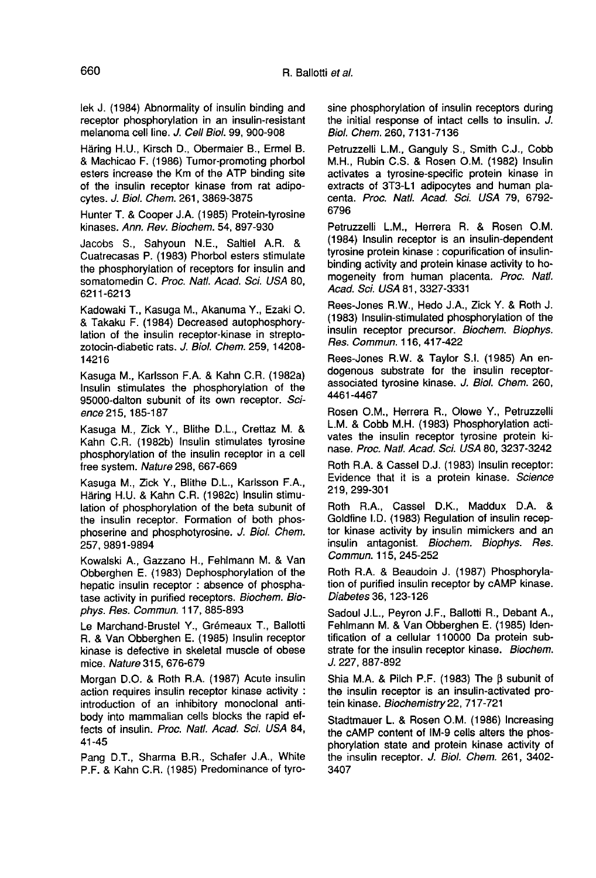lek J. (1984) Abnormality of insulin binding and receptor phosphorylation in an insulin-resistant melanoma cell line. *J. Cell Biol.* 99, 900-908

Häring H.U., Kirsch D., Obermaier B., Ermel B. & Machicao F. (1986) Tumor-promoting phorbol esters increase the Km of the ATP binding site of the insulin receptor kinase from rat adipocytes. *J. Biol. Chem.* 261, 3869-3875

Hunter T. & Cooper J.A. (1985) Protein-tyrosine kinases. *Ann. Rev. Biochem.* 54, 897-930

Jacobs S., Sahyoun N.E., Saltiel A.R. & Cuatrecasas P. (1983) Phorbol esters stimulate the phosphorylation of receptors for insulin and somatomedin C. *Proc. Natl. Acad. Sci. USA* 80, 6211-6213

Kadowaki T., Kasuga M., Akanuma Y., Ezaki O. & Takaku F. (1984) Decreased autophosphorylation of the insulin receptor-kinase in streptozotocin-diabetic rats. *J. Biol. Chem.* 259, 14208-14216

Kasuga M., Karlsson F.A. & Kahn C.R. (1982a) Insulin stimulates the phosphorylation of the 95000-dalton subunit of its own receptor. *Science* 215, 185-187

Kasuga M., Zick Y., Blithe D.L., Crettaz M. & Kahn C.R. (1982b) Insulin stimulates tyrosine phosphorylation of the insulin receptor in a cell free system. *Nature* 298, 667-669

Kasuga M., Zick Y., Blithe D.L., Karlsson F.A., Häring H.U. & Kahn C.R. (1982c) Insulin stimulation of phosphorylation of the beta subunit of the insulin receptor. Formation of both phosphoserine and phosphotyrosine. *J. Biol. Chem.* 257, 9891-9894

Kowalski A., Gazzano H., Fehlmann M. & Van Obberghen E. (1983) Dephosphorylation of the hepatic insulin receptor : absence of phosphatase activity in purified receptors. *Biochem. Biophys. Res. Commun.* 117, 885-893

Le Marchand-Brustel Y., Grémeaux T., Ballotti R. & Van Obberghen E. (1985) Insulin receptor kinase is defective in skeletal muscle of obese mice. *Nature* 315, 676-679

Morgan D.O. & Roth R.A. (1987) Acute insulin action requires insulin receptor kinase activity : introduction of an inhibitory monoclonal antibody into mammalian cells blocks the rapid effects of insulin. *Proc. Natl. Acad. Sci. USA* 84, 41-45

Pang D.T., Sharma B.R., Schafer J.A., White P.F. & Kahn C.R. (1985) Predominance of tyrosine phosphorylation of insulin receptors during the initial response of intact cells to insulin. *J. Biol. Chem.* 260, 7131-7136

Petruzzelli L.M., Ganguly S., Smith C.J., Cobb M.H., Rubin C.S. & Rosen O.M. (1982) Insulin activates a tyrosine-specific protein kinase in extracts of 3T3-L1 adipocytes and human placenta. *Proc. Natl. Acad. Sci. USA* 79, 6792-6796

Petruzzelli L.M., Herrera R. & Rosen O.M. (1984) Insulin receptor is an insulin-dependent tyrosine protein kinase : copurification of insulin-binding activity and protein kinase activity to homogeneity from human placenta. *Proc. Natl. Acad. Sci. USA* 81, 3327-3331

Rees-Jones R.W., Hedo J.A., Zick Y. & Roth J. (1983) Insulin-stimulated phosphorylation of the insulin receptor precursor. *Biochem. Biophys. Res. Commun.* 116, 417-422

Rees-Jones R.W. & Taylor S.I. (1985) An endogenous substrate for the insulin receptor-associated tyrosine kinase. *J. Biol. Chem.* 260, 4461-4467

Rosen O.M., Herrera R., Olowe Y., Petruzzelli L.M. & Cobb M.H. (1983) Phosphorylation activates the insulin receptor tyrosine protein kinase. *Proc. Natl. Acad. Sci. USA* 80, 3237-3242

Roth R.A. & Cassel D.J. (1983) Insulin receptor: Evidence that it is a protein kinase. *Science* 219, 299-301

Roth R.A., Cassel D.K., Maddux D.A. & Goldfine I.D. (1983) Regulation of insulin receptor kinase activity by insulin mimickers and an insulin antagonist. *Biochem. Biophys. Res. Commun.* 115, 245-252

Roth R.A. & Beaudoin J. (1987) Phosphorylation of purified insulin receptor by cAMP kinase. *Diabetes* 36, 123-126

Sadoul J.L., Peyron J.F., Ballotti R., Debant A., Fehlmann M. & Van Obberghen E. (1985) Identification of a cellular 110000 Da protein substrate for the insulin receptor kinase. *Biochem. J.* 227, 887-892

Shia M.A. & Pilch P.F. (1983) The $\beta$ subunit of the insulin receptor is an insulin-activated protein kinase. *Biochemistry* 22, 717-721

Stadtmauer L. & Rosen O.M. (1986) Increasing the cAMP content of IM-9 cells alters the phosphorylation state and protein kinase activity of the insulin receptor. *J. Biol. Chem.* 261, 3402-3407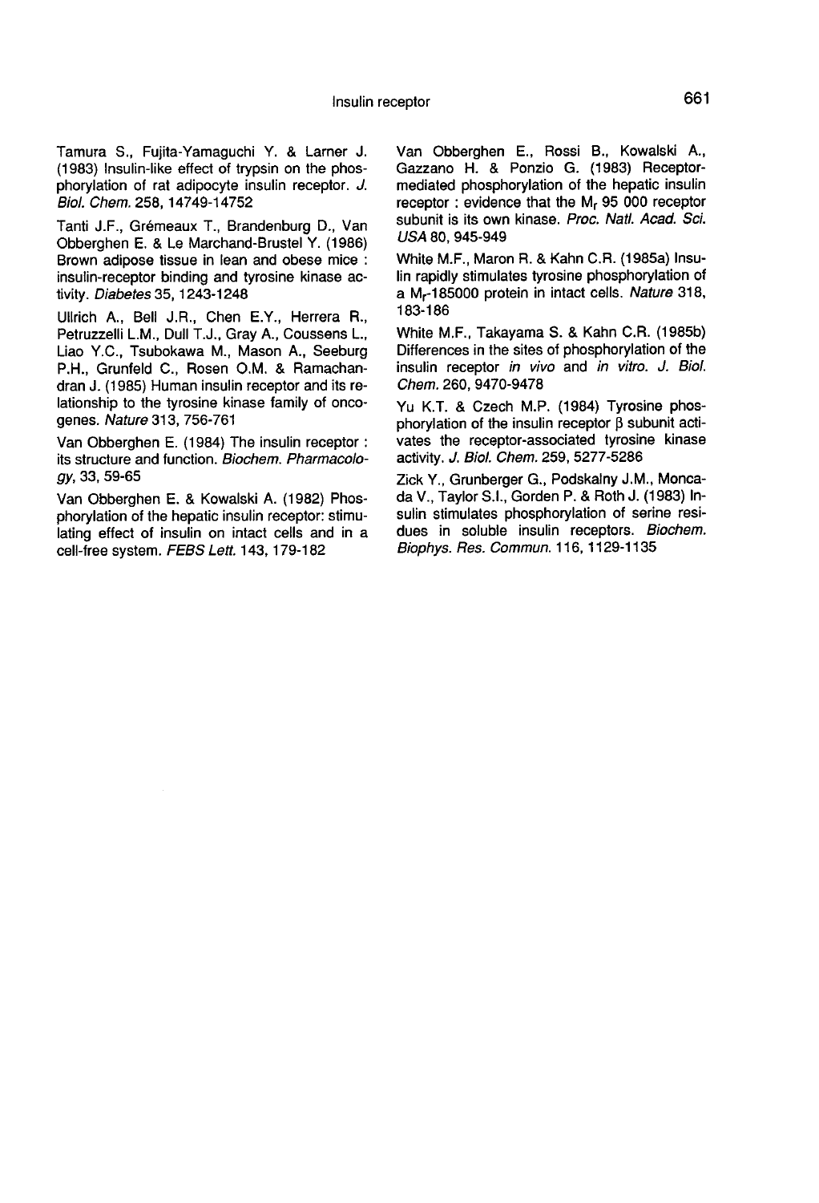Tamura S., Fujita-Yamaguchi Y. & Larner J. (1983) Insulin-like effect of trypsin on the phosphorylation of rat adipocyte insulin receptor. *J. Biol. Chem.* 258, 14749-14752

Tanti J.F., Grémeaux T., Brandenburg D., Van Obberghen E. & Le Marchand-Brustel Y. (1986) Brown adipose tissue in lean and obese mice : insulin-receptor binding and tyrosine kinase activity. *Diabetes* 35, 1243-1248

Ullrich A., Bell J.R., Chen E.Y., Herrera R., Petruzzelli L.M., Dull T.J., Gray A., Coussens L., Liao Y.C., Tsubokawa M., Mason A., Seeburg P.H., Grunfeld C., Rosen O.M. & Ramachandran J. (1985) Human insulin receptor and its relationship to the tyrosine kinase family of oncogenes. *Nature* 313, 756-761

Van Obberghen E. (1984) The insulin receptor : its structure and function. *Biochem. Pharmacology*, 33, 59-65

Van Obberghen E. & Kowalski A. (1982) Phosphorylation of the hepatic insulin receptor: stimulating effect of insulin on intact cells and in a cell-free system. *FEBS Lett.* 143, 179-182

Van Obberghen E., Rossi B., Kowalski A., Gazzano H. & Ponzio G. (1983) Receptor-mediated phosphorylation of the hepatic insulin receptor : evidence that the $M_r$ 95 000 receptor subunit is its own kinase. *Proc. Natl. Acad. Sci. USA* 80, 945-949

White M.F., Maron R. & Kahn C.R. (1985a) Insulin rapidly stimulates tyrosine phosphorylation of a $M_r$-185000 protein in intact cells. *Nature* 318, 183-186

White M.F., Takayama S. & Kahn C.R. (1985b) Differences in the sites of phosphorylation of the insulin receptor *in vivo* and *in vitro*. *J. Biol. Chem.* 260, 9470-9478

Yu K.T. & Czech M.P. (1984) Tyrosine phosphorylation of the insulin receptor β subunit activates the receptor-associated tyrosine kinase activity. *J. Biol. Chem.* 259, 5277-5286

Zick Y., Grunberger G., Podskalny J.M., Moncada V., Taylor S.I., Gorden P. & Roth J. (1983) Insulin stimulates phosphorylation of serine residues in soluble insulin receptors. *Biochem. Biophys. Res. Commun.* 116, 1129-1135